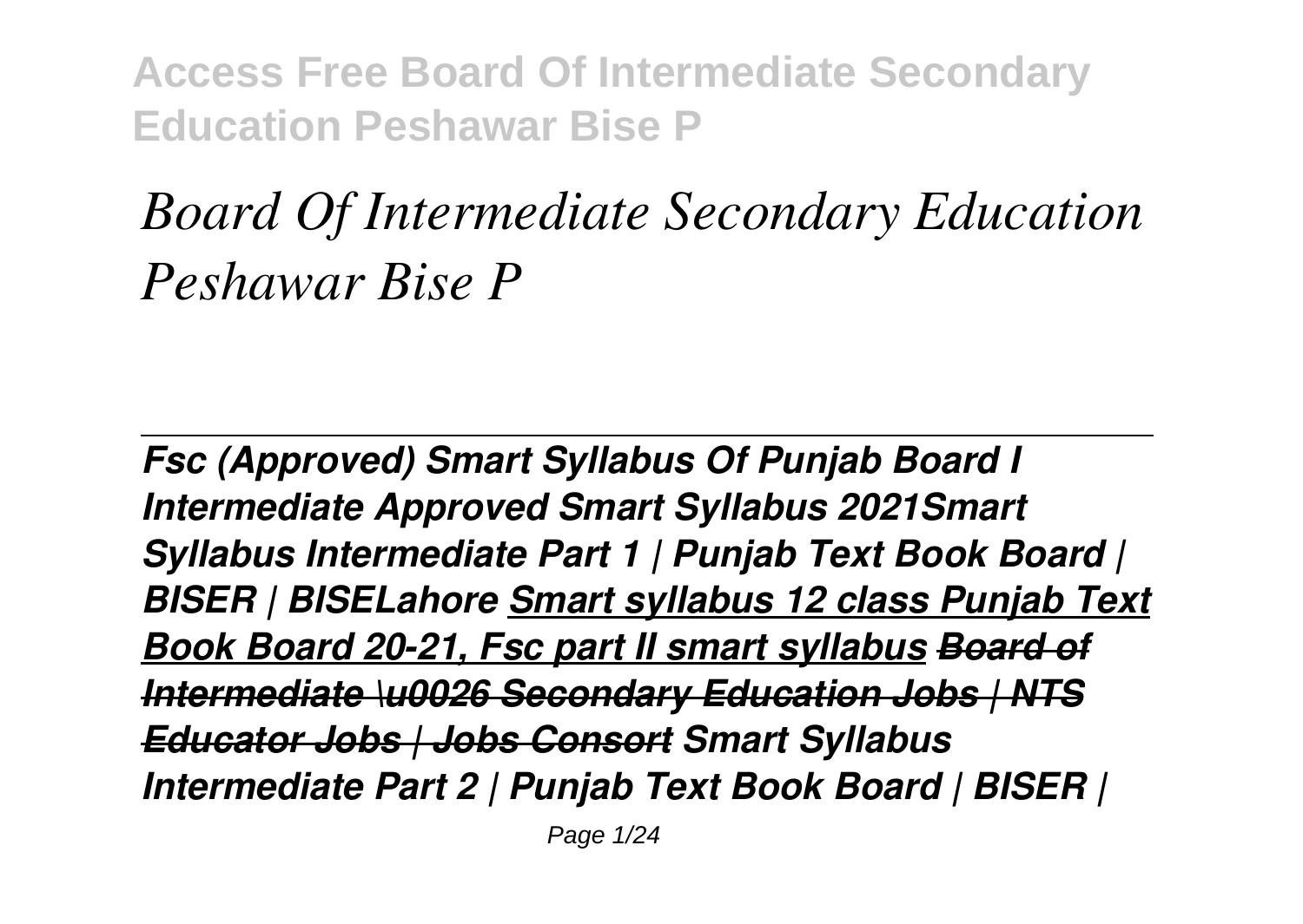# *Board Of Intermediate Secondary Education Peshawar Bise P*

***Fsc (Approved) Smart Syllabus Of Punjab Board I Intermediate Approved Smart Syllabus 2021Smart Syllabus Intermediate Part 1 | Punjab Text Book Board | BISER | BISELahore Smart syllabus 12 class Punjab Text Book Board 20-21, Fsc part II smart syllabus ~~Board of Intermediate \u0026 Secondary Education Jobs | NTS Educator Jobs | Jobs Consort~~ Smart Syllabus Intermediate Part 2 | Punjab Text Book Board | BISER |***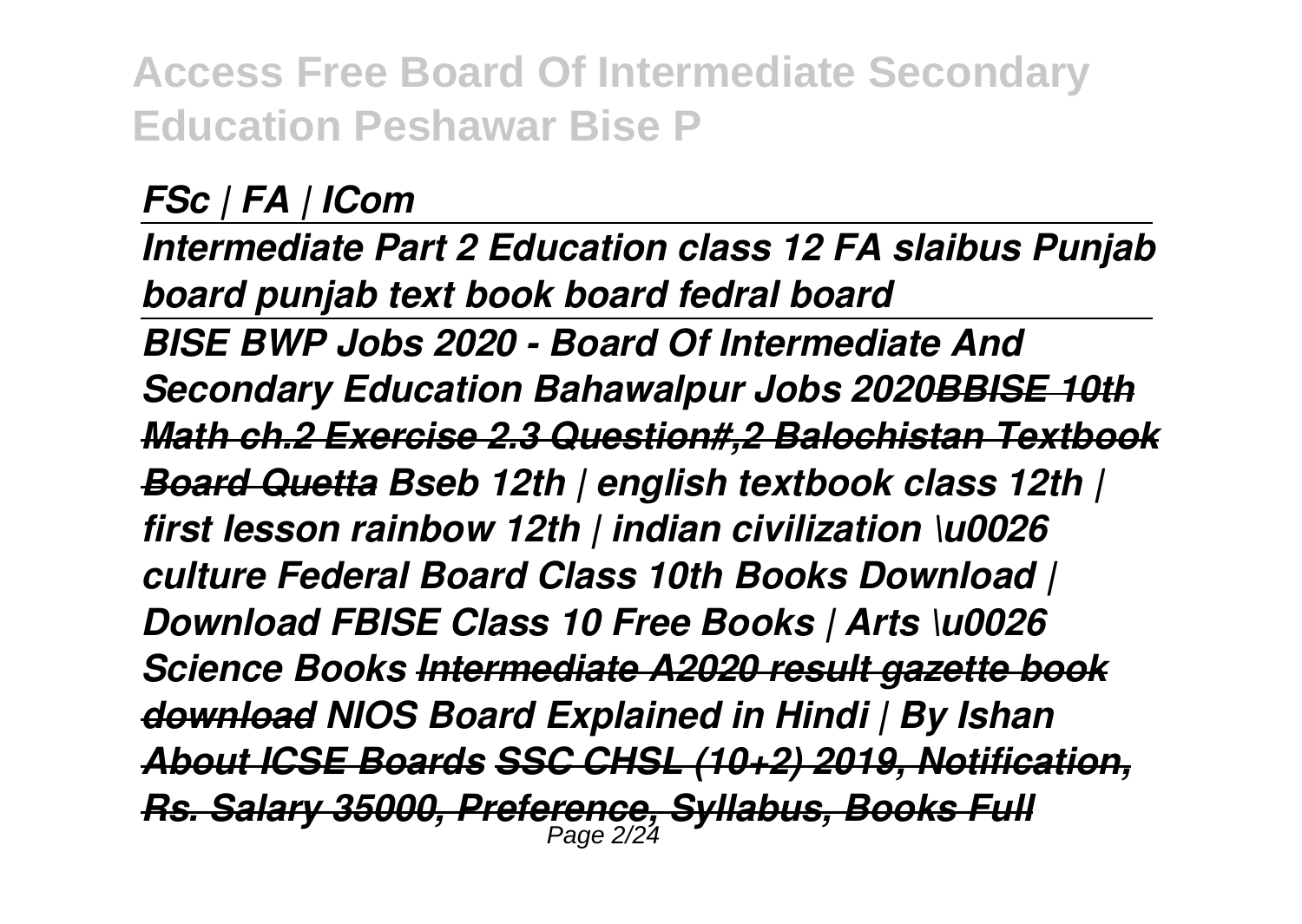*FSc | FA | ICom*

*Intermediate Part 2 Education class 12 FA slaibus Punjab board punjab text book board fedral board*

*BISE BWP Jobs 2020 - Board Of Intermediate And Secondary Education Bahawalpur Jobs 2020BBISE 10th Math ch.2 Exercise 2.3 Question#,2 Balochistan Textbook Board Quetta Bseb 12th | english textbook class 12th | first lesson rainbow 12th | indian civilization \u0026 culture Federal Board Class 10th Books Download | Download FBISE Class 10 Free Books | Arts \u0026 Science Books Intermediate A2020 result gazette book download NIOS Board Explained in Hindi | By Ishan About ICSE Boards SSC CHSL (10+2) 2019, Notification, Rs. Salary 35000, Preference, Syllabus, Books Full*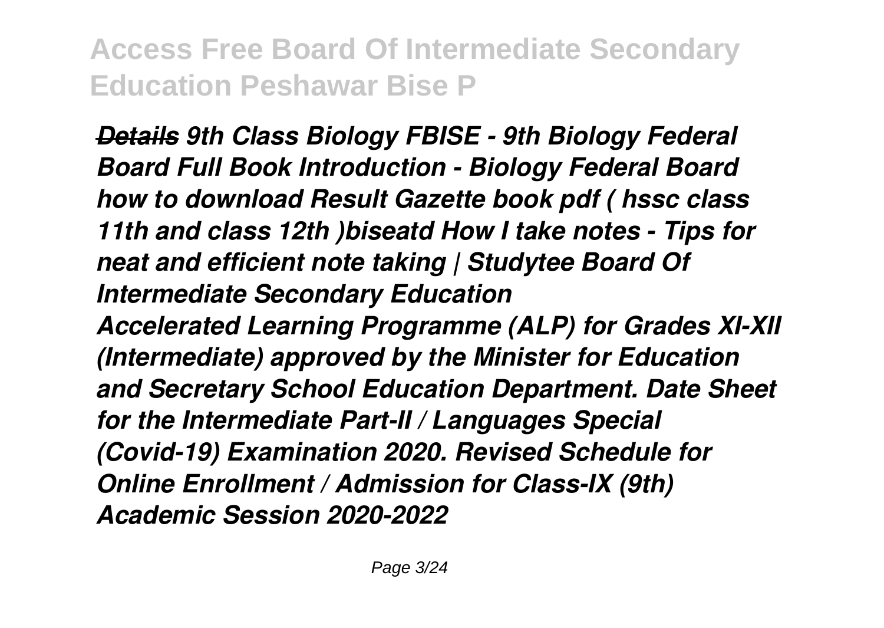***~~Details~~ 9th Class Biology FBISE - 9th Biology Federal Board Full Book Introduction - Biology Federal Board how to download Result Gazette book pdf ( hssc class 11th and class 12th )biseatd How I take notes - Tips for neat and efficient note taking | Studytee Board Of Intermediate Secondary Education***

***Accelerated Learning Programme (ALP) for Grades XI-XII (Intermediate) approved by the Minister for Education and Secretary School Education Department. Date Sheet for the Intermediate Part-II / Languages Special (Covid-19) Examination 2020. Revised Schedule for Online Enrollment / Admission for Class-IX (9th) Academic Session 2020-2022***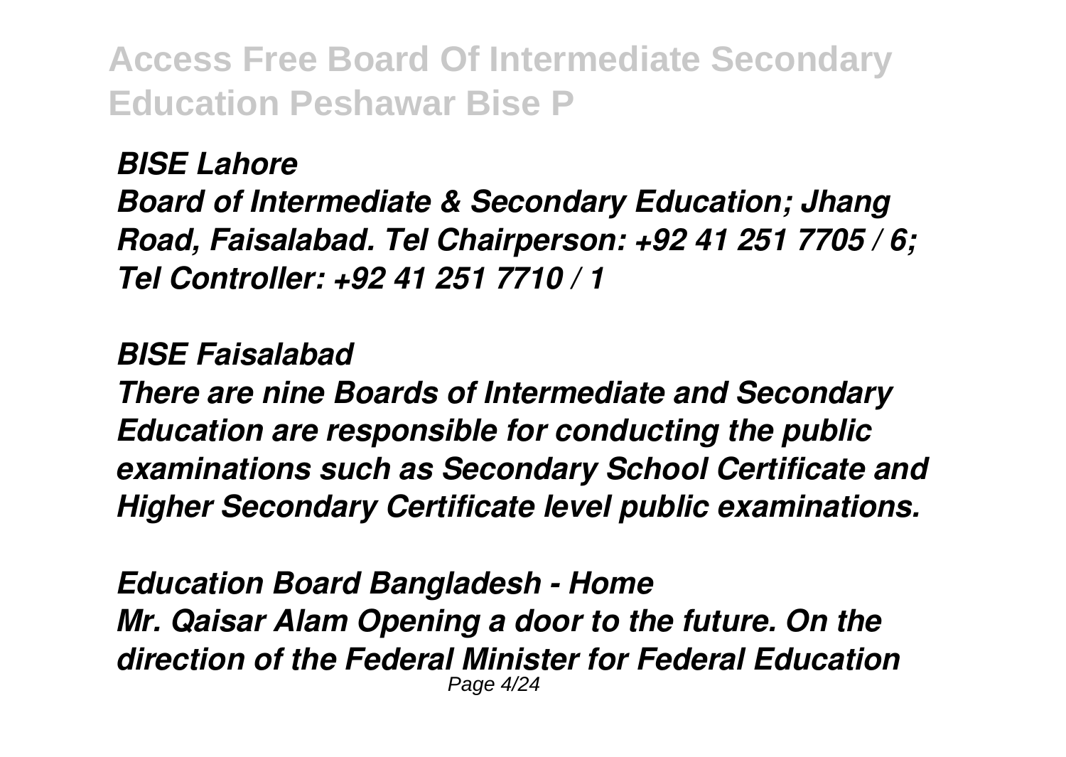***BISE Lahore***

***Board of Intermediate & Secondary Education; Jhang Road, Faisalabad. Tel Chairperson: +92 41 251 7705 / 6; Tel Controller: +92 41 251 7710 / 1***

***BISE Faisalabad***

***There are nine Boards of Intermediate and Secondary Education are responsible for conducting the public examinations such as Secondary School Certificate and Higher Secondary Certificate level public examinations.***

***Education Board Bangladesh - Home***

***Mr. Qaisar Alam Opening a door to the future. On the direction of the Federal Minister for Federal Education***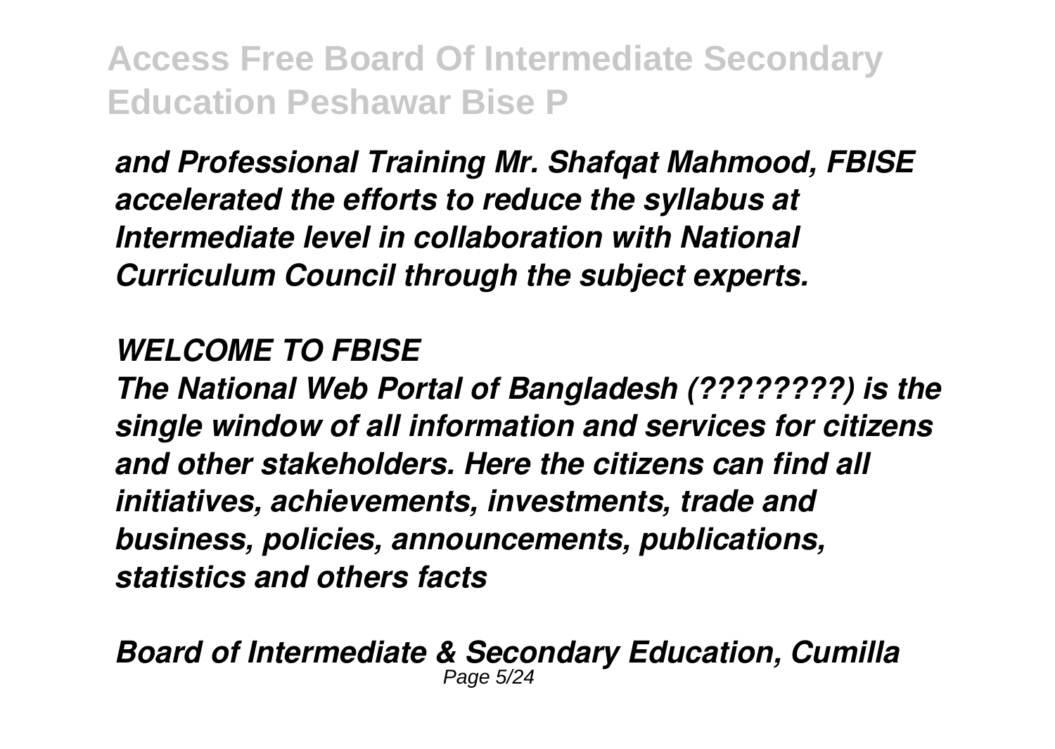*and Professional Training Mr. Shafqat Mahmood, FBISE accelerated the efforts to reduce the syllabus at Intermediate level in collaboration with National Curriculum Council through the subject experts.*

## *WELCOME TO FBISE*

*The National Web Portal of Bangladesh (????????) is the single window of all information and services for citizens and other stakeholders. Here the citizens can find all initiatives, achievements, investments, trade and business, policies, announcements, publications, statistics and others facts*

## *Board of Intermediate & Secondary Education, Cumilla*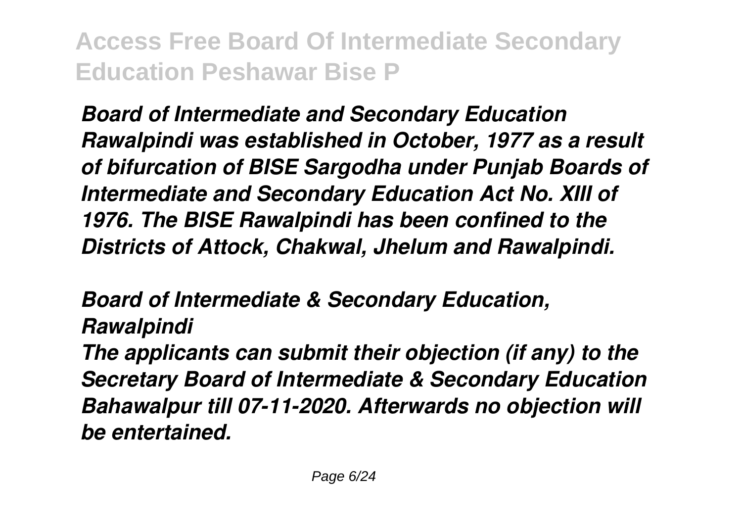*Board of Intermediate and Secondary Education Rawalpindi was established in October, 1977 as a result of bifurcation of BISE Sargodha under Punjab Boards of Intermediate and Secondary Education Act No. XIII of 1976. The BISE Rawalpindi has been confined to the Districts of Attock, Chakwal, Jhelum and Rawalpindi.*

*Board of Intermediate & Secondary Education, Rawalpindi*

*The applicants can submit their objection (if any) to the Secretary Board of Intermediate & Secondary Education Bahawalpur till 07-11-2020. Afterwards no objection will be entertained.*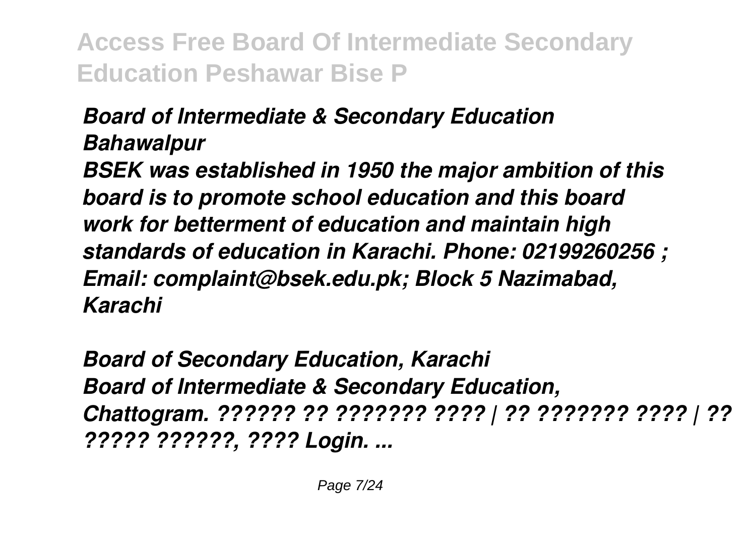*Board of Intermediate & Secondary Education Bahawalpur*

***BSEK was established in 1950 the major ambition of this board is to promote school education and this board work for betterment of education and maintain high standards of education in Karachi. Phone: 02199260256 ; Email: complaint@bsek.edu.pk; Block 5 Nazimabad, Karachi***

*Board of Secondary Education, Karachi*

***Board of Intermediate & Secondary Education, Chattogram. ?????? ?? ??????? ???? | ?? ??????? ???? | ?? ????? ??????, ???? Login. ...***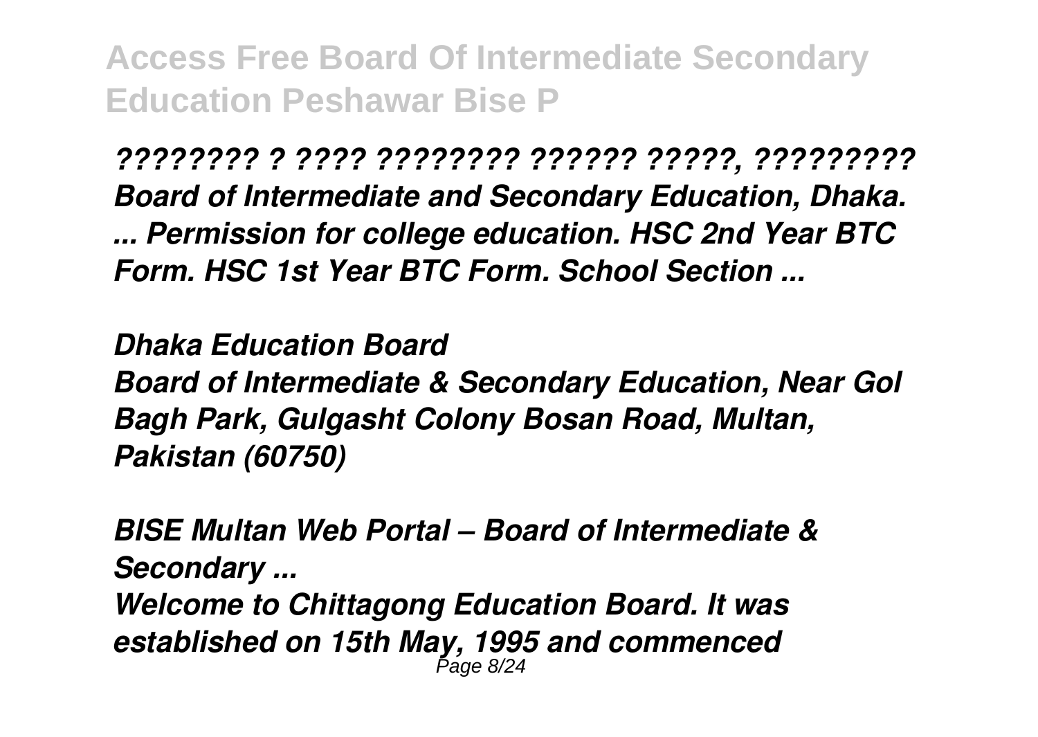*???????? ? ???? ???????? ?????? ?????, ????????? Board of Intermediate and Secondary Education, Dhaka. ... Permission for college education. HSC 2nd Year BTC Form. HSC 1st Year BTC Form. School Section ...*

*Dhaka Education Board*

*Board of Intermediate & Secondary Education, Near Gol Bagh Park, Gulgasht Colony Bosan Road, Multan, Pakistan (60750)*

*BISE Multan Web Portal – Board of Intermediate & Secondary ...*

*Welcome to Chittagong Education Board. It was established on 15th May, 1995 and commenced*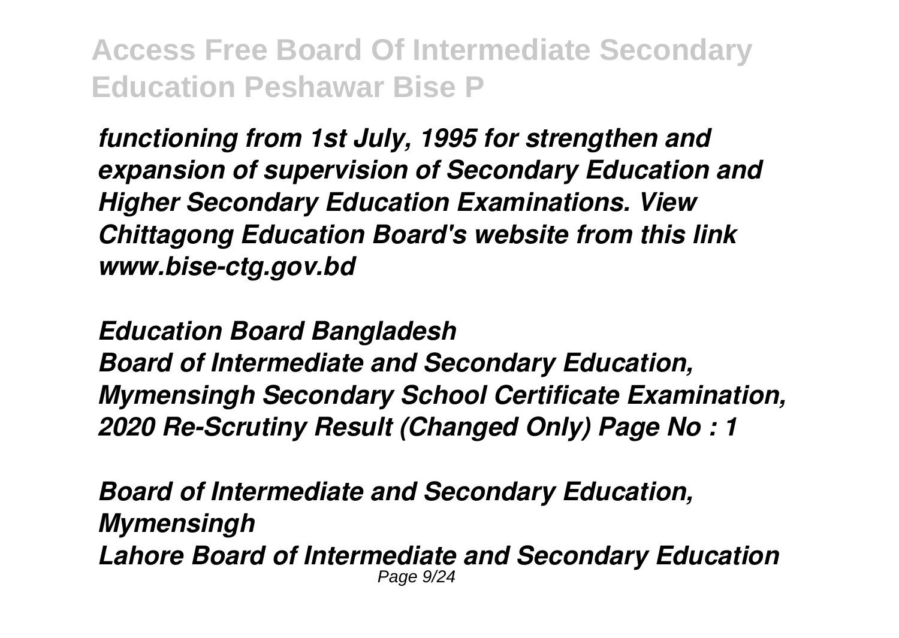*functioning from 1st July, 1995 for strengthen and expansion of supervision of Secondary Education and Higher Secondary Education Examinations. View Chittagong Education Board's website from this link www.bise-ctg.gov.bd*

*Education Board Bangladesh*
*Board of Intermediate and Secondary Education, Mymensingh Secondary School Certificate Examination, 2020 Re-Scrutiny Result (Changed Only) Page No : 1*

*Board of Intermediate and Secondary Education, Mymensingh*
*Lahore Board of Intermediate and Secondary Education*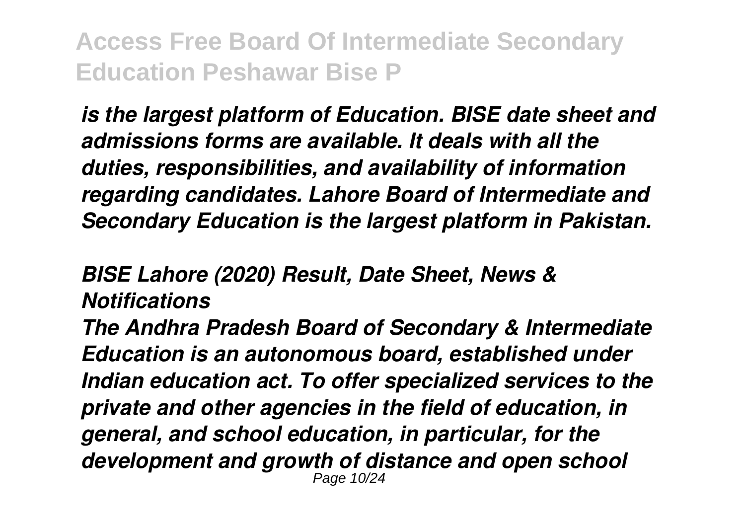*is the largest platform of Education. BISE date sheet and admissions forms are available. It deals with all the duties, responsibilities, and availability of information regarding candidates. Lahore Board of Intermediate and Secondary Education is the largest platform in Pakistan.*

### *BISE Lahore (2020) Result, Date Sheet, News & Notifications*

*The Andhra Pradesh Board of Secondary & Intermediate Education is an autonomous board, established under Indian education act. To offer specialized services to the private and other agencies in the field of education, in general, and school education, in particular, for the development and growth of distance and open school*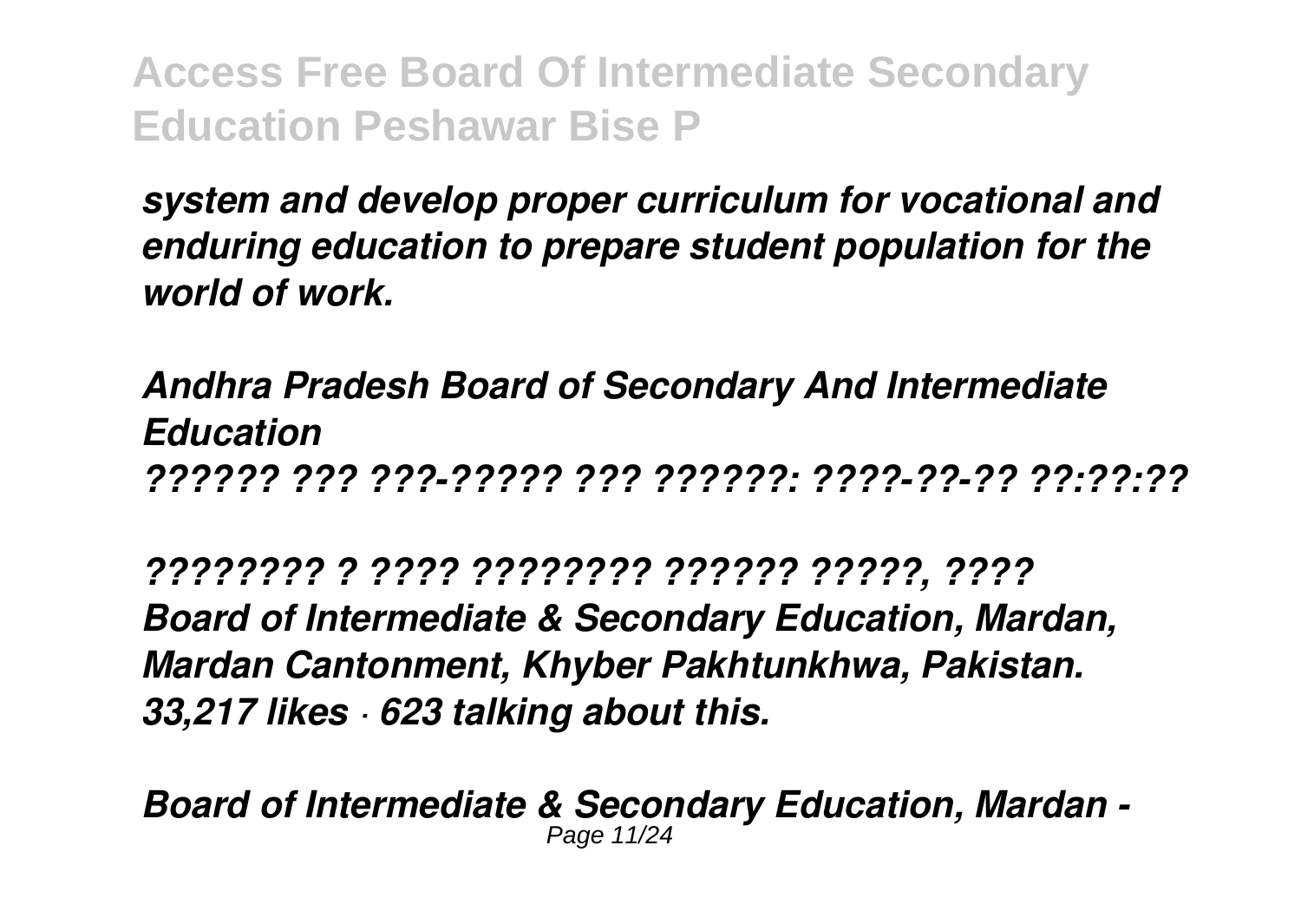*system and develop proper curriculum for vocational and enduring education to prepare student population for the world of work.*

*Andhra Pradesh Board of Secondary And Intermediate Education*
*?????? ??? ???-????? ??? ??????: ????-??-?? ??:??:??*

*???????? ? ???? ???????? ?????? ?????, ????*
*Board of Intermediate & Secondary Education, Mardan, Mardan Cantonment, Khyber Pakhtunkhwa, Pakistan. 33,217 likes · 623 talking about this.*

*Board of Intermediate & Secondary Education, Mardan -*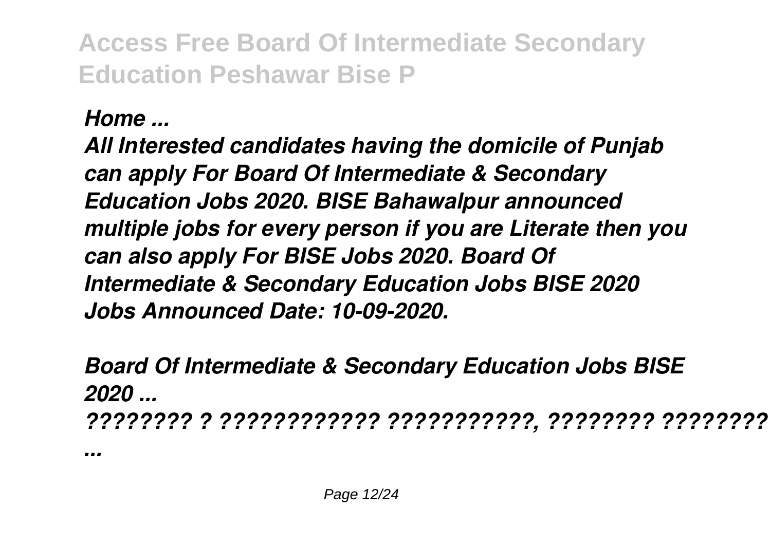*Home ...*

*All Interested candidates having the domicile of Punjab can apply For Board Of Intermediate & Secondary Education Jobs 2020. BISE Bahawalpur announced multiple jobs for every person if you are Literate then you can also apply For BISE Jobs 2020. Board Of Intermediate & Secondary Education Jobs BISE 2020 Jobs Announced Date: 10-09-2020.*

*Board Of Intermediate & Secondary Education Jobs BISE 2020 ...*

*???????? ? ???????????? ???????????, ???????? ???????? ...*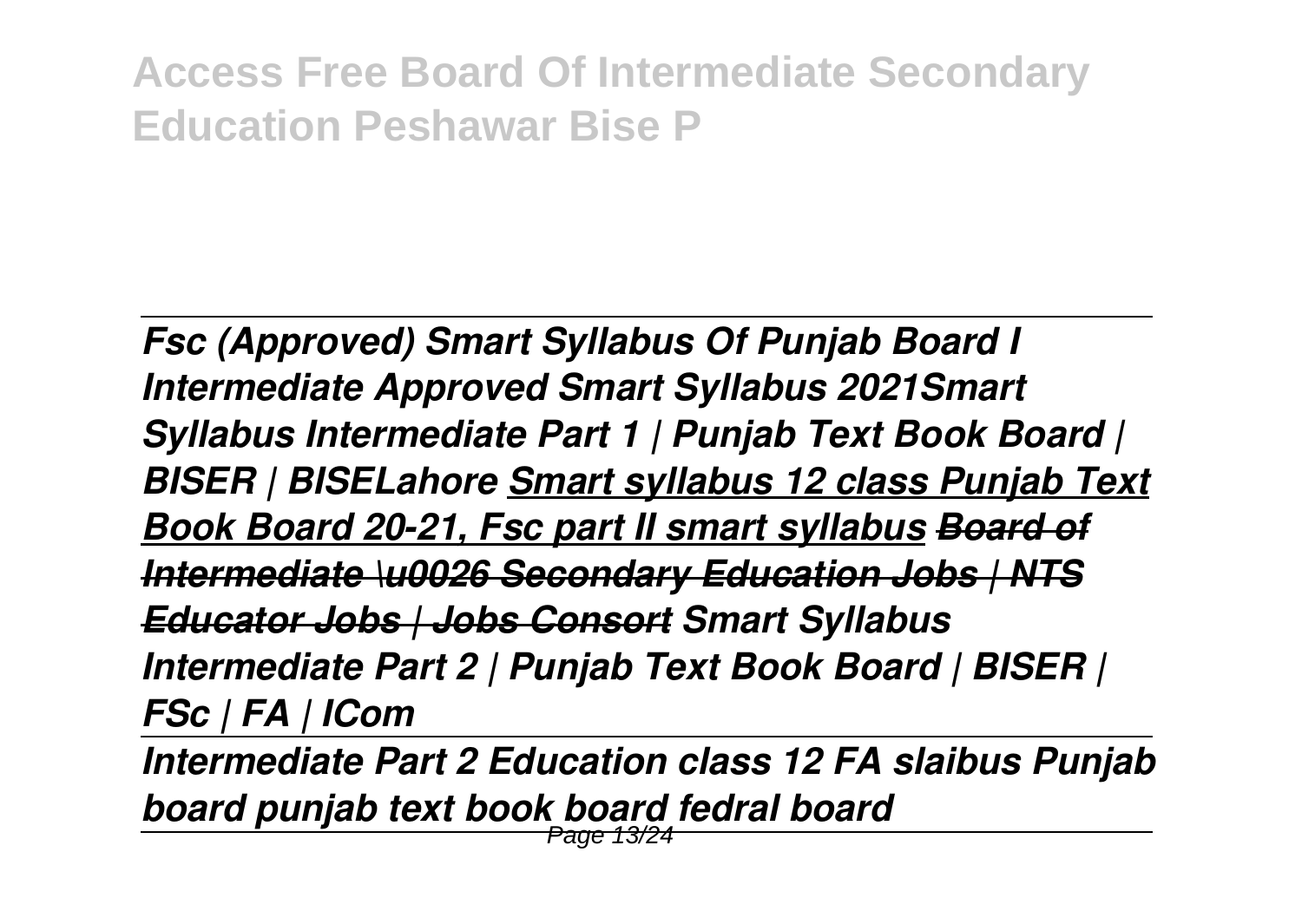*Fsc (Approved) Smart Syllabus Of Punjab Board I Intermediate Approved Smart Syllabus 2021Smart Syllabus Intermediate Part 1 | Punjab Text Book Board | BISER | BISELahore* ***Smart syllabus 12 class Punjab Text Book Board 20-21, Fsc part II smart syllabus*** ~~***Board of Intermediate \u0026 Secondary Education Jobs | NTS Educator Jobs | Jobs Consort***~~ *Smart Syllabus Intermediate Part 2 | Punjab Text Book Board | BISER | FSc | FA | ICom*

---

*Intermediate Part 2 Education class 12 FA slaibus Punjab board punjab text book board fedral board*

---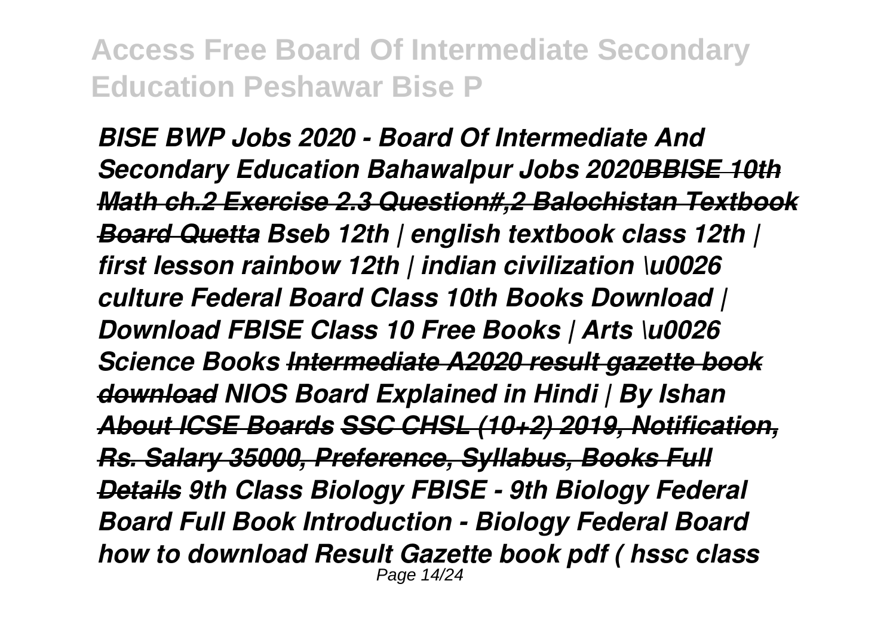*BISE BWP Jobs 2020 - Board Of Intermediate And Secondary Education Bahawalpur Jobs 2020**BBISE 10th Math ch.2 Exercise 2.3 Question#,2 Balochistan Textbook Board Quetta** Bseb 12th | english textbook class 12th | first lesson rainbow 12th | indian civilization \u0026 culture Federal Board Class 10th Books Download | Download FBISE Class 10 Free Books | Arts \u0026 Science Books **Intermediate A2020 result gazette book download** NIOS Board Explained in Hindi | By Ishan **About ICSE Boards** **SSC CHSL (10+2) 2019, Notification, Rs. Salary 35000, Preference, Syllabus, Books Full Details** 9th Class Biology FBISE - 9th Biology Federal Board Full Book Introduction - Biology Federal Board how to download Result Gazette book pdf ( hssc class*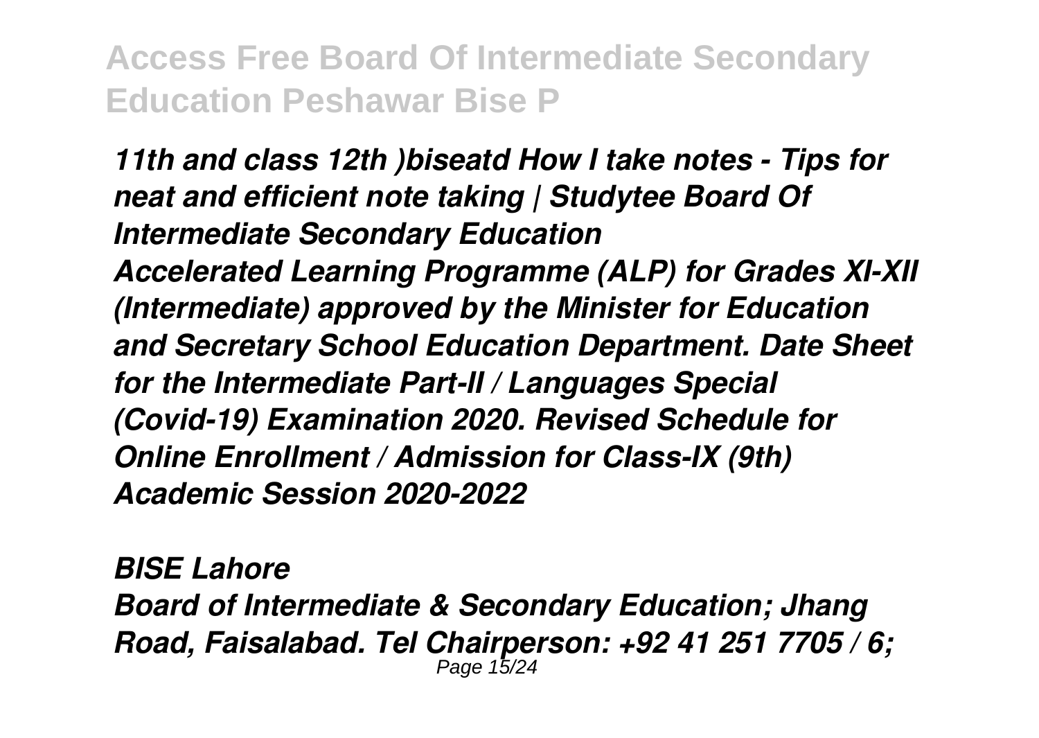*11th and class 12th )biseatd How I take notes - Tips for neat and efficient note taking | Studytee Board Of Intermediate Secondary Education*

*Accelerated Learning Programme (ALP) for Grades XI-XII (Intermediate) approved by the Minister for Education and Secretary School Education Department. Date Sheet for the Intermediate Part-II / Languages Special (Covid-19) Examination 2020. Revised Schedule for Online Enrollment / Admission for Class-IX (9th) Academic Session 2020-2022*

*BISE Lahore*

*Board of Intermediate & Secondary Education; Jhang Road, Faisalabad. Tel Chairperson: +92 41 251 7705 / 6;*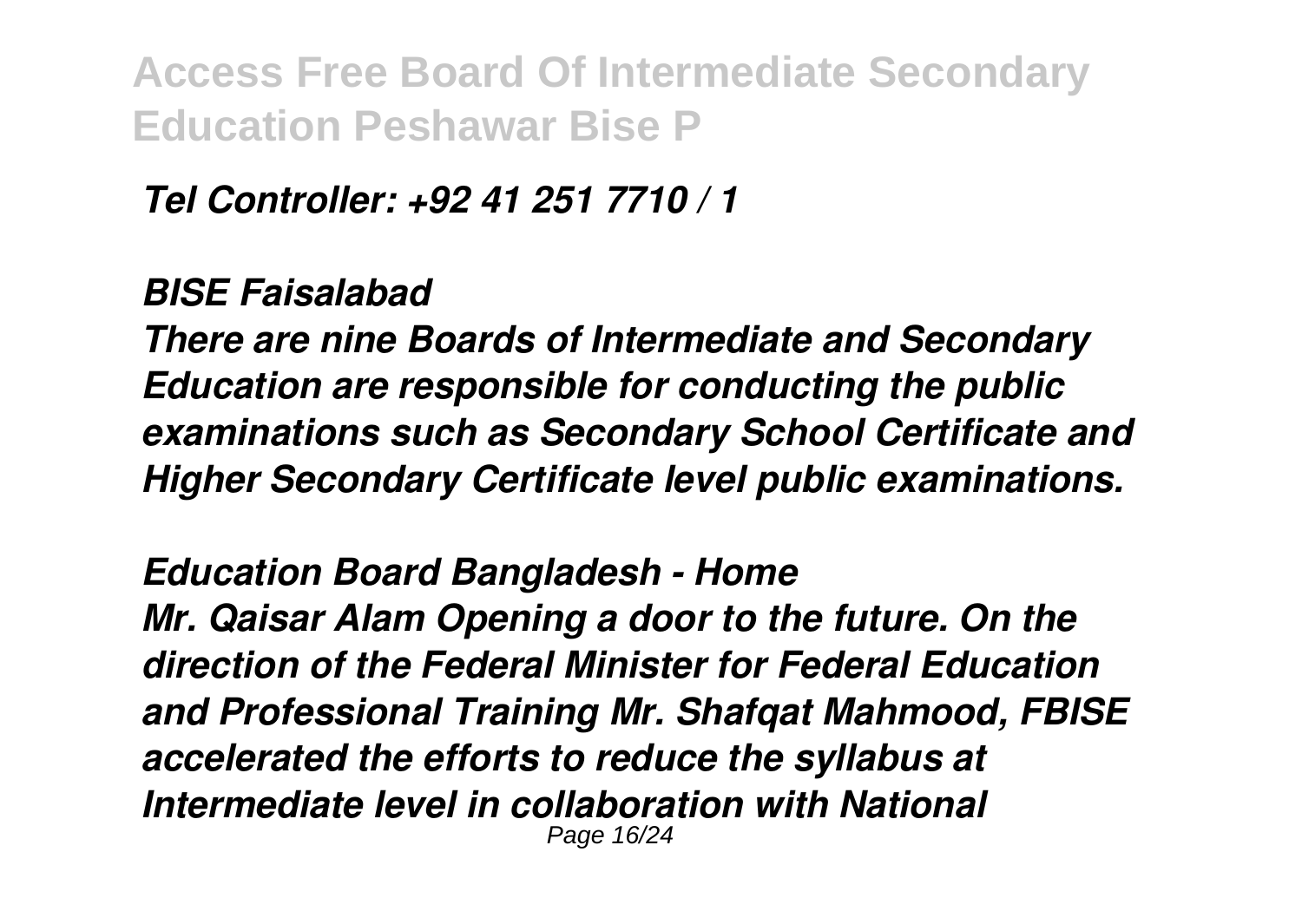*Tel Controller: +92 41 251 7710 / 1*

*BISE Faisalabad*

*There are nine Boards of Intermediate and Secondary Education are responsible for conducting the public examinations such as Secondary School Certificate and Higher Secondary Certificate level public examinations.*

*Education Board Bangladesh - Home*

*Mr. Qaisar Alam Opening a door to the future. On the direction of the Federal Minister for Federal Education and Professional Training Mr. Shafqat Mahmood, FBISE accelerated the efforts to reduce the syllabus at Intermediate level in collaboration with National*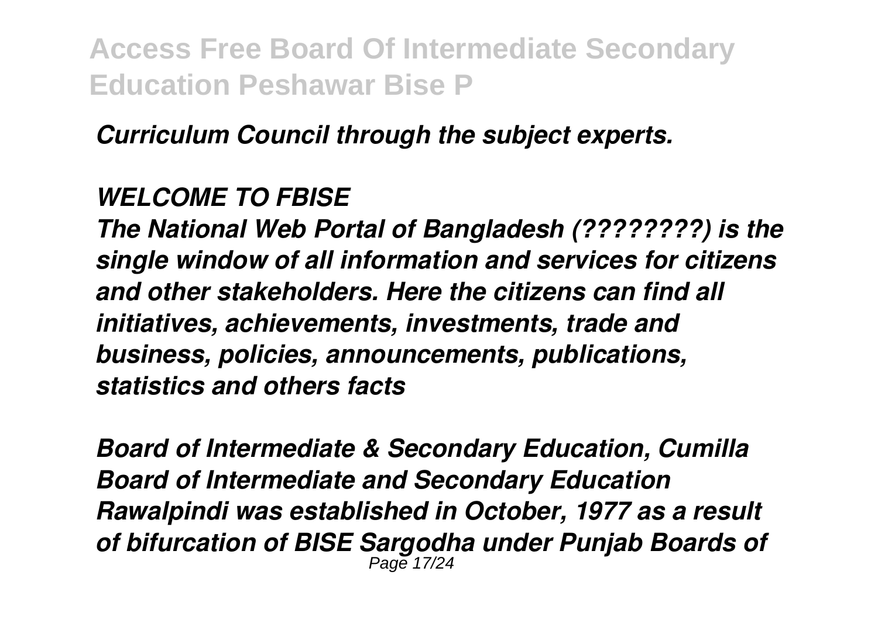*Curriculum Council through the subject experts.*

*WELCOME TO FBISE*

*The National Web Portal of Bangladesh (????????) is the single window of all information and services for citizens and other stakeholders. Here the citizens can find all initiatives, achievements, investments, trade and business, policies, announcements, publications, statistics and others facts*

*Board of Intermediate & Secondary Education, Cumilla*

*Board of Intermediate and Secondary Education Rawalpindi was established in October, 1977 as a result of bifurcation of BISE Sargodha under Punjab Boards of*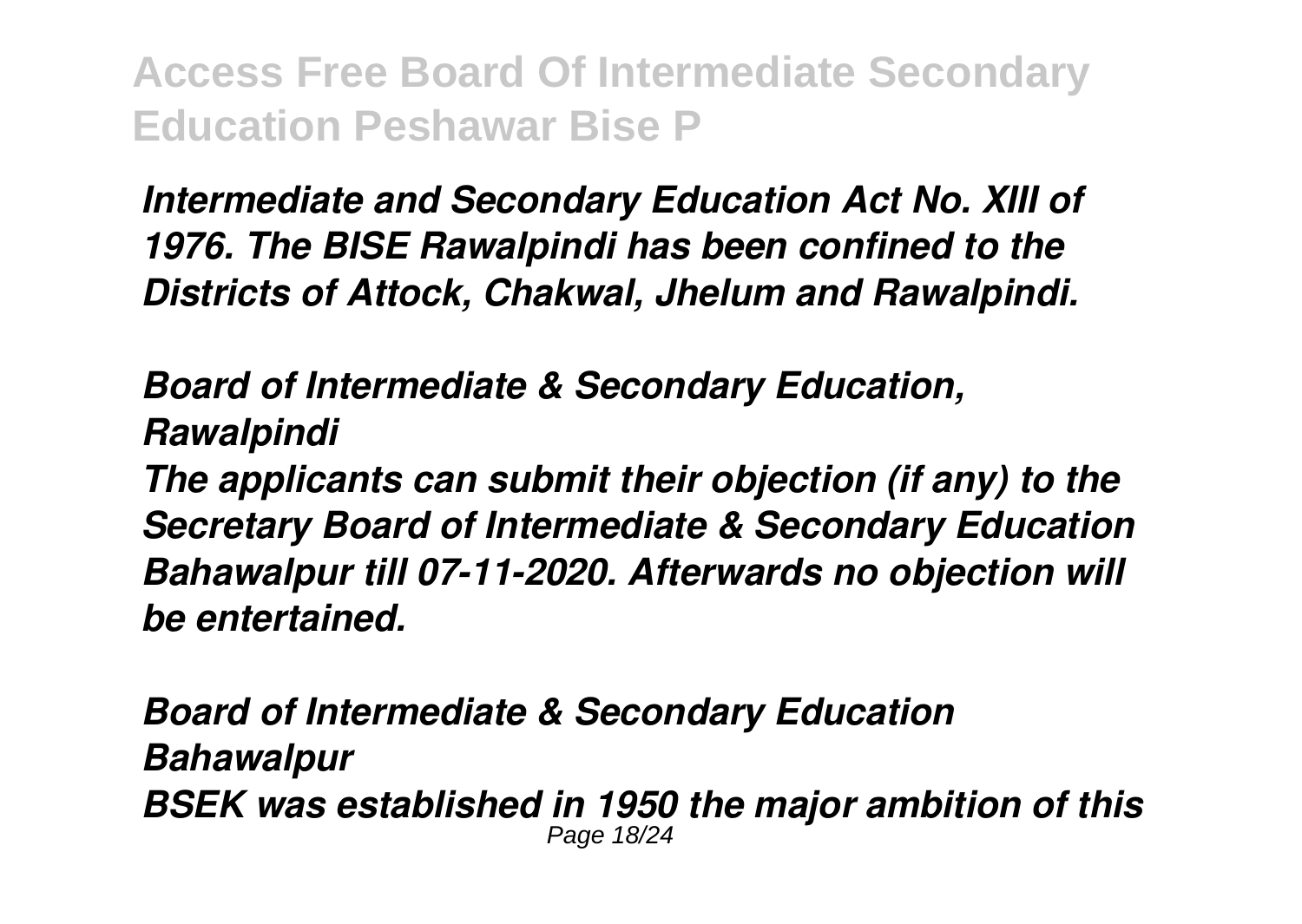*Intermediate and Secondary Education Act No. XIII of 1976. The BISE Rawalpindi has been confined to the Districts of Attock, Chakwal, Jhelum and Rawalpindi.*

*Board of Intermediate & Secondary Education, Rawalpindi*

*The applicants can submit their objection (if any) to the Secretary Board of Intermediate & Secondary Education Bahawalpur till 07-11-2020. Afterwards no objection will be entertained.*

*Board of Intermediate & Secondary Education Bahawalpur*

*BSEK was established in 1950 the major ambition of this*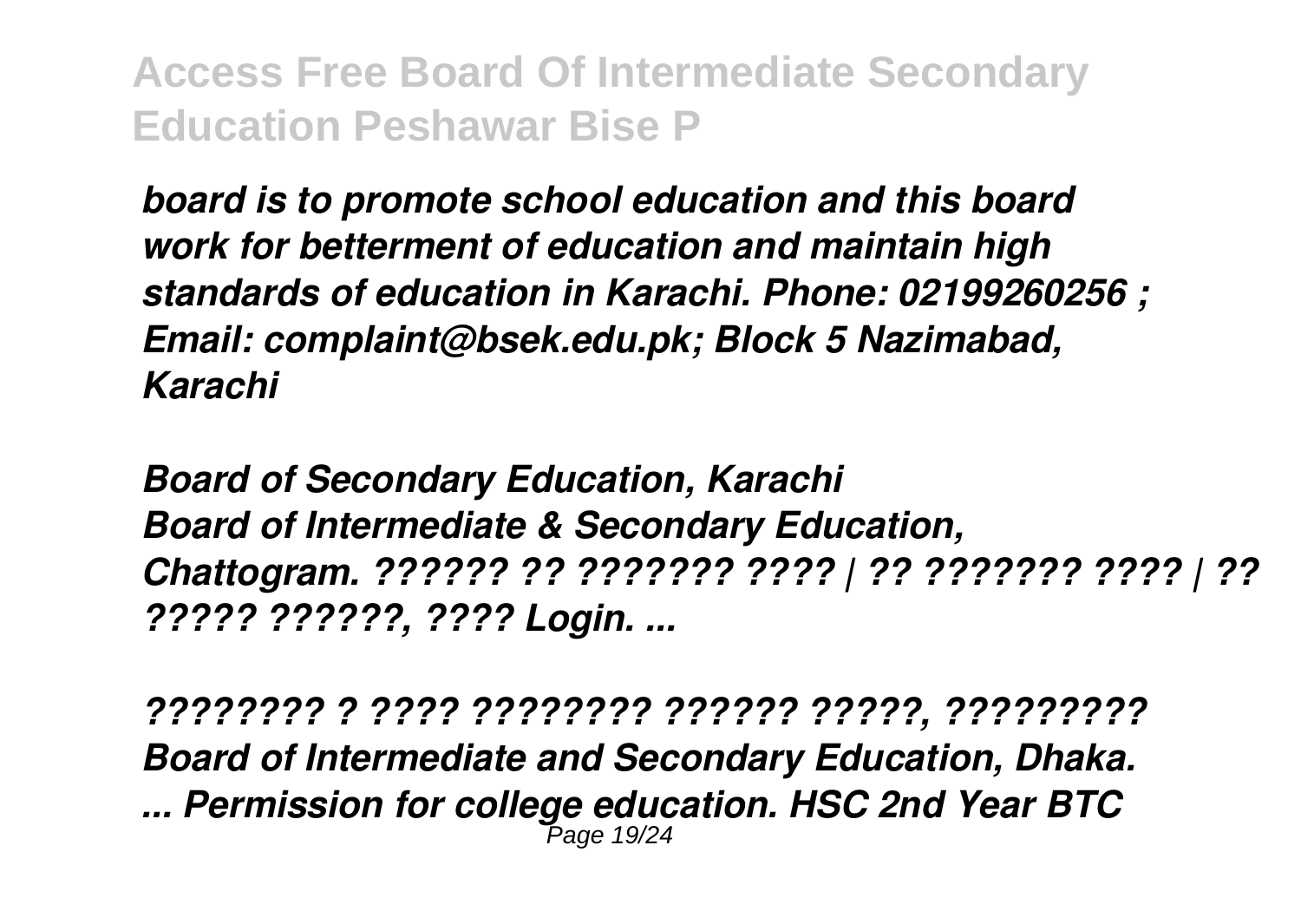*board is to promote school education and this board work for betterment of education and maintain high standards of education in Karachi. Phone: 02199260256 ; Email: complaint@bsek.edu.pk; Block 5 Nazimabad, Karachi*

*Board of Secondary Education, Karachi*
*Board of Intermediate & Secondary Education, Chattogram. ?????? ?? ??????? ???? | ?? ??????? ???? | ?? ????? ??????, ???? Login. ...*

*???????? ? ???? ???????? ?????? ?????, ?????????*
*Board of Intermediate and Secondary Education, Dhaka. ... Permission for college education. HSC 2nd Year BTC*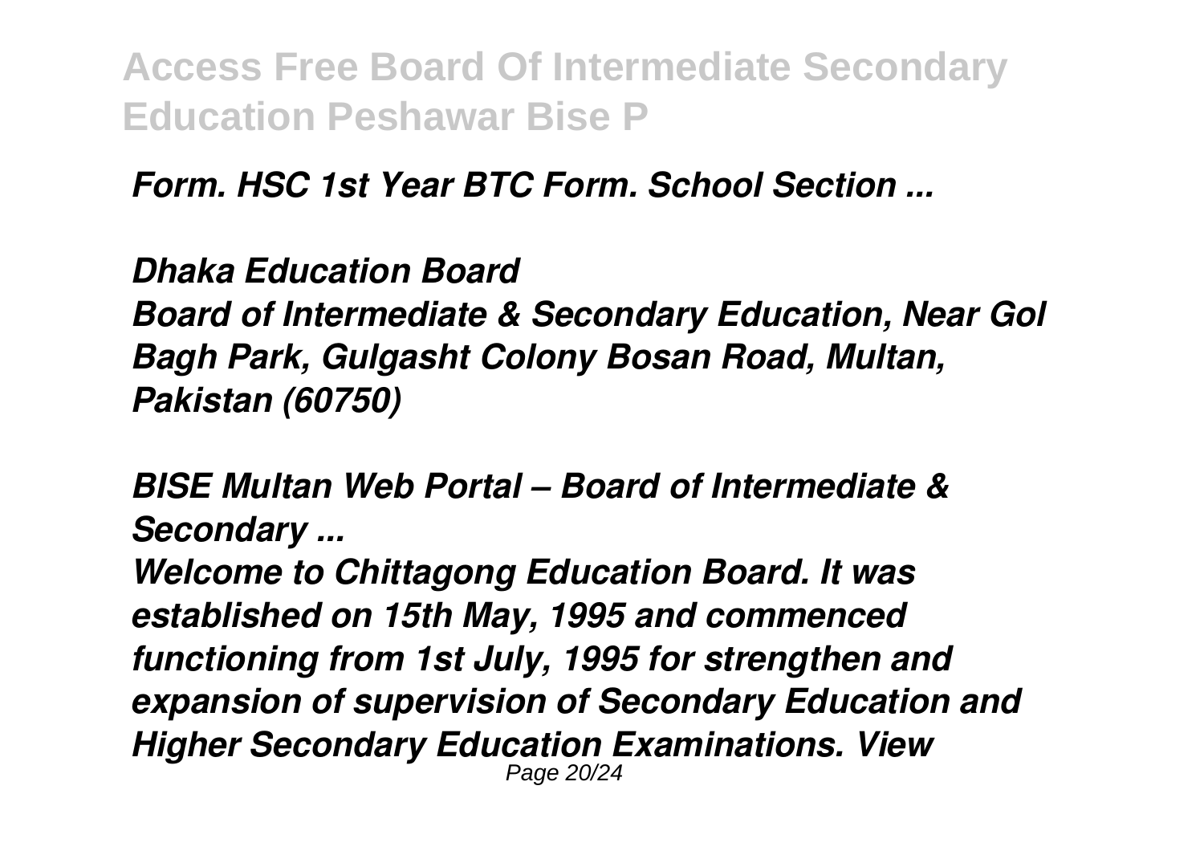*Form. HSC 1st Year BTC Form. School Section ...*

*Dhaka Education Board*

*Board of Intermediate & Secondary Education, Near Gol Bagh Park, Gulgasht Colony Bosan Road, Multan, Pakistan (60750)*

*BISE Multan Web Portal – Board of Intermediate & Secondary ...*

*Welcome to Chittagong Education Board. It was established on 15th May, 1995 and commenced functioning from 1st July, 1995 for strengthen and expansion of supervision of Secondary Education and Higher Secondary Education Examinations. View*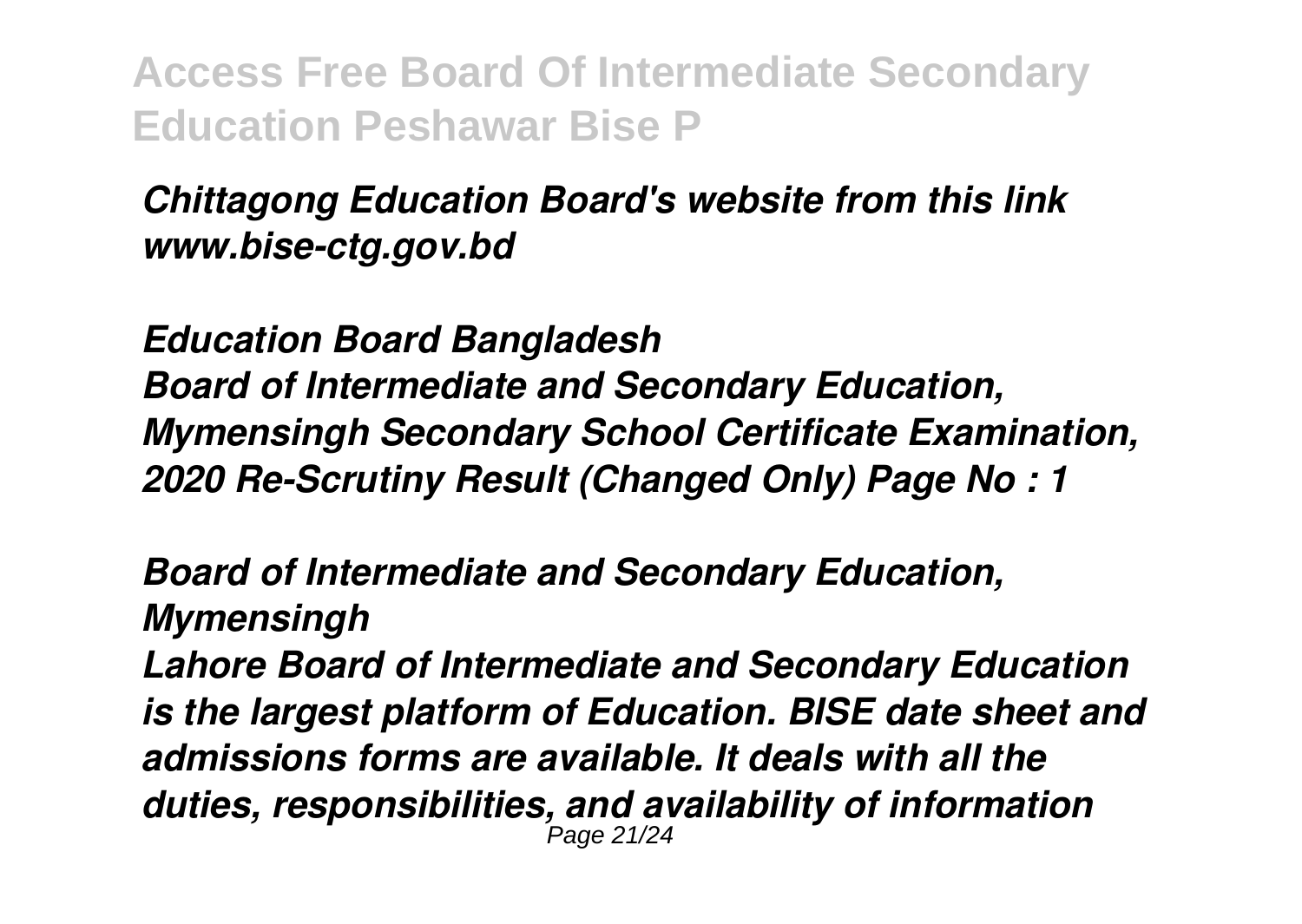*Chittagong Education Board's website from this link www.bise-ctg.gov.bd*

*Education Board Bangladesh*

*Board of Intermediate and Secondary Education, Mymensingh Secondary School Certificate Examination, 2020 Re-Scrutiny Result (Changed Only) Page No : 1*

*Board of Intermediate and Secondary Education, Mymensingh*

*Lahore Board of Intermediate and Secondary Education is the largest platform of Education. BISE date sheet and admissions forms are available. It deals with all the duties, responsibilities, and availability of information*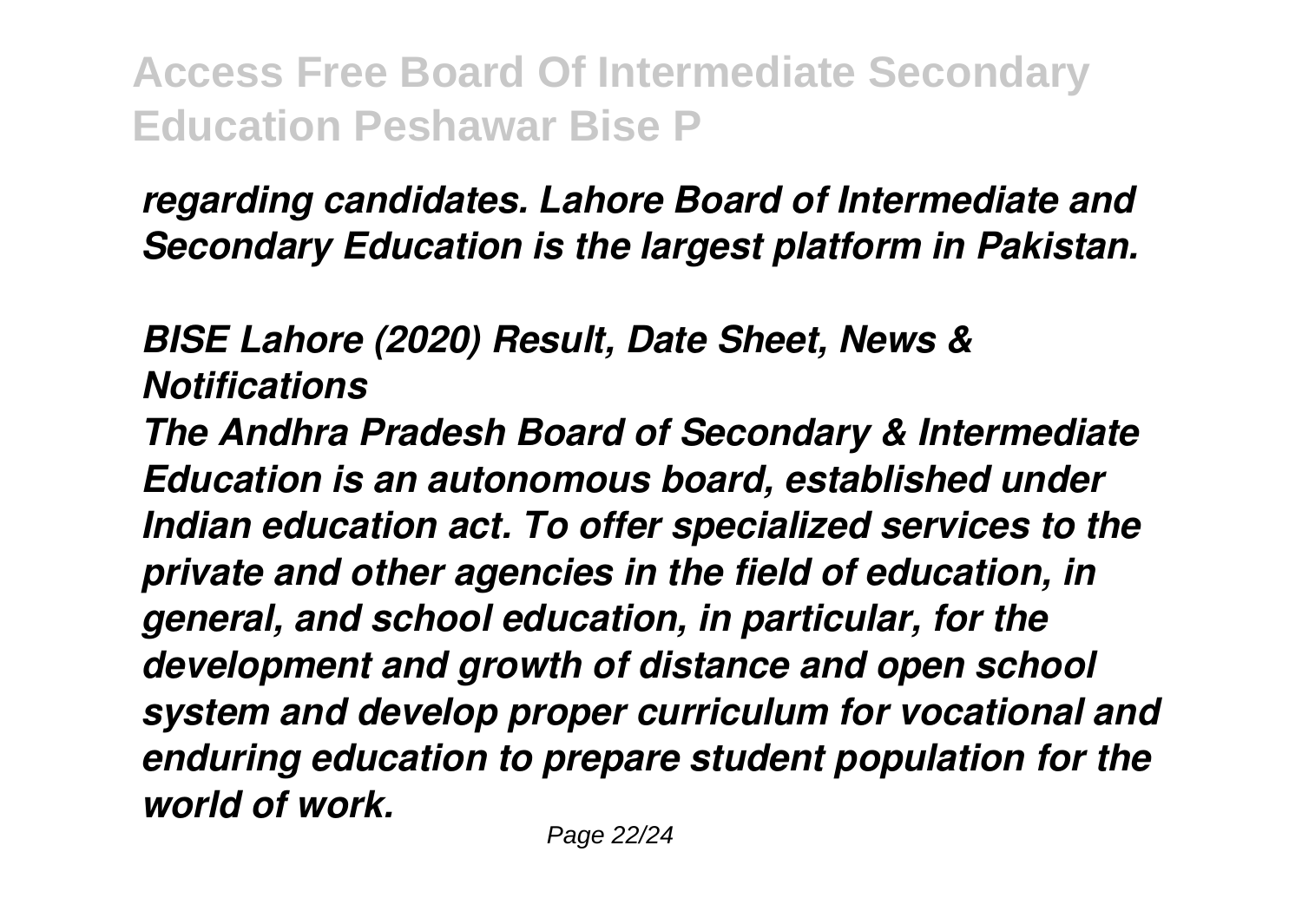*regarding candidates. Lahore Board of Intermediate and Secondary Education is the largest platform in Pakistan.*

***BISE Lahore (2020) Result, Date Sheet, News & Notifications***

*The Andhra Pradesh Board of Secondary & Intermediate Education is an autonomous board, established under Indian education act. To offer specialized services to the private and other agencies in the field of education, in general, and school education, in particular, for the development and growth of distance and open school system and develop proper curriculum for vocational and enduring education to prepare student population for the world of work.*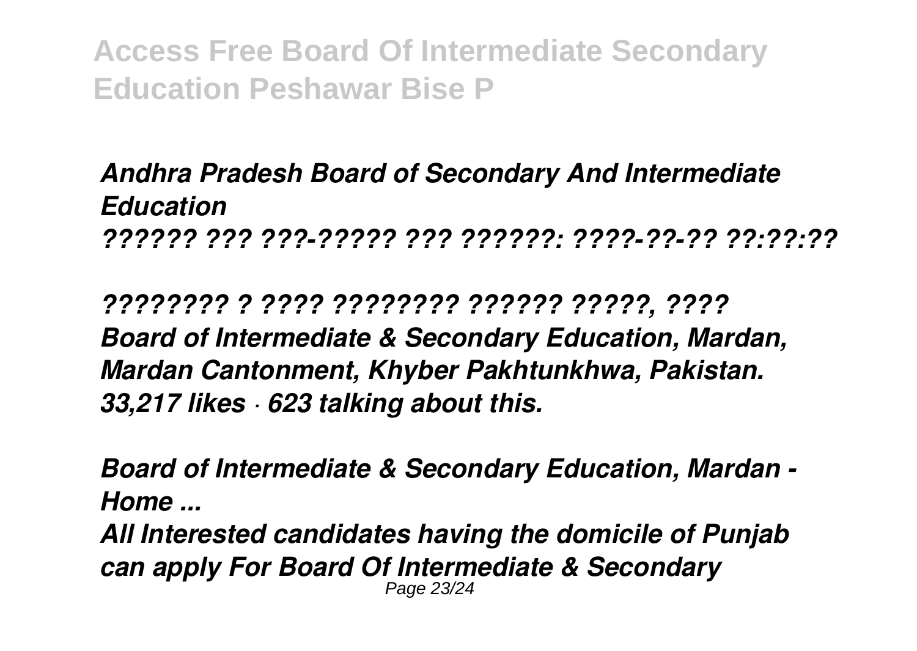*Andhra Pradesh Board of Secondary And Intermediate Education*
*?????? ??? ???-????? ??? ??????: ????-??-?? ??:??:??*

*???????? ? ???? ???????? ?????? ?????, ????*
*Board of Intermediate & Secondary Education, Mardan, Mardan Cantonment, Khyber Pakhtunkhwa, Pakistan. 33,217 likes · 623 talking about this.*

*Board of Intermediate & Secondary Education, Mardan - Home ...*
*All Interested candidates having the domicile of Punjab can apply For Board Of Intermediate & Secondary*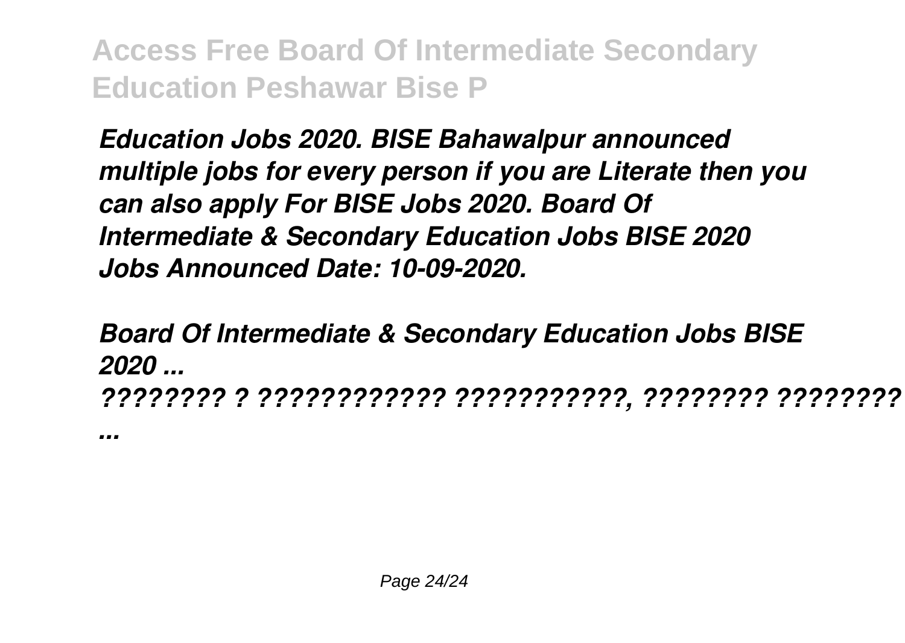*Education Jobs 2020. BISE Bahawalpur announced multiple jobs for every person if you are Literate then you can also apply For BISE Jobs 2020. Board Of Intermediate & Secondary Education Jobs BISE 2020 Jobs Announced Date: 10-09-2020.*

*Board Of Intermediate & Secondary Education Jobs BISE 2020 ...*

*???????? ? ???????????? ???????????, ???????? ???????? ...*